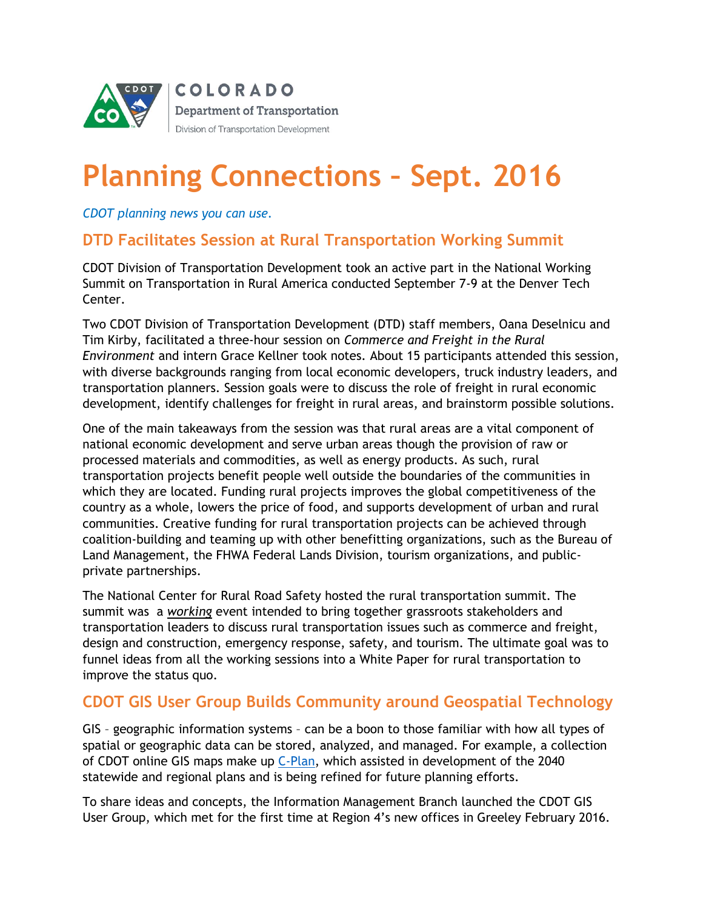COLORADO
Department of Transportation
Division of Transportation Development

# Planning Connections – Sept. 2016

*CDOT planning news you can use.*

## DTD Facilitates Session at Rural Transportation Working Summit

CDOT Division of Transportation Development took an active part in the National Working Summit on Transportation in Rural America conducted September 7-9 at the Denver Tech Center.

Two CDOT Division of Transportation Development (DTD) staff members, Oana Deselnicu and Tim Kirby, facilitated a three-hour session on *Commerce and Freight in the Rural Environment* and intern Grace Kellner took notes. About 15 participants attended this session, with diverse backgrounds ranging from local economic developers, truck industry leaders, and transportation planners. Session goals were to discuss the role of freight in rural economic development, identify challenges for freight in rural areas, and brainstorm possible solutions.

One of the main takeaways from the session was that rural areas are a vital component of national economic development and serve urban areas though the provision of raw or processed materials and commodities, as well as energy products. As such, rural transportation projects benefit people well outside the boundaries of the communities in which they are located. Funding rural projects improves the global competitiveness of the country as a whole, lowers the price of food, and supports development of urban and rural communities. Creative funding for rural transportation projects can be achieved through coalition-building and teaming up with other benefitting organizations, such as the Bureau of Land Management, the FHWA Federal Lands Division, tourism organizations, and public-private partnerships.

The National Center for Rural Road Safety hosted the rural transportation summit. The summit was a ***working*** event intended to bring together grassroots stakeholders and transportation leaders to discuss rural transportation issues such as commerce and freight, design and construction, emergency response, safety, and tourism. The ultimate goal was to funnel ideas from all the working sessions into a White Paper for rural transportation to improve the status quo.

## CDOT GIS User Group Builds Community around Geospatial Technology

GIS – geographic information systems – can be a boon to those familiar with how all types of spatial or geographic data can be stored, analyzed, and managed. For example, a collection of CDOT online GIS maps make up C-Plan, which assisted in development of the 2040 statewide and regional plans and is being refined for future planning efforts.

To share ideas and concepts, the Information Management Branch launched the CDOT GIS User Group, which met for the first time at Region 4's new offices in Greeley February 2016.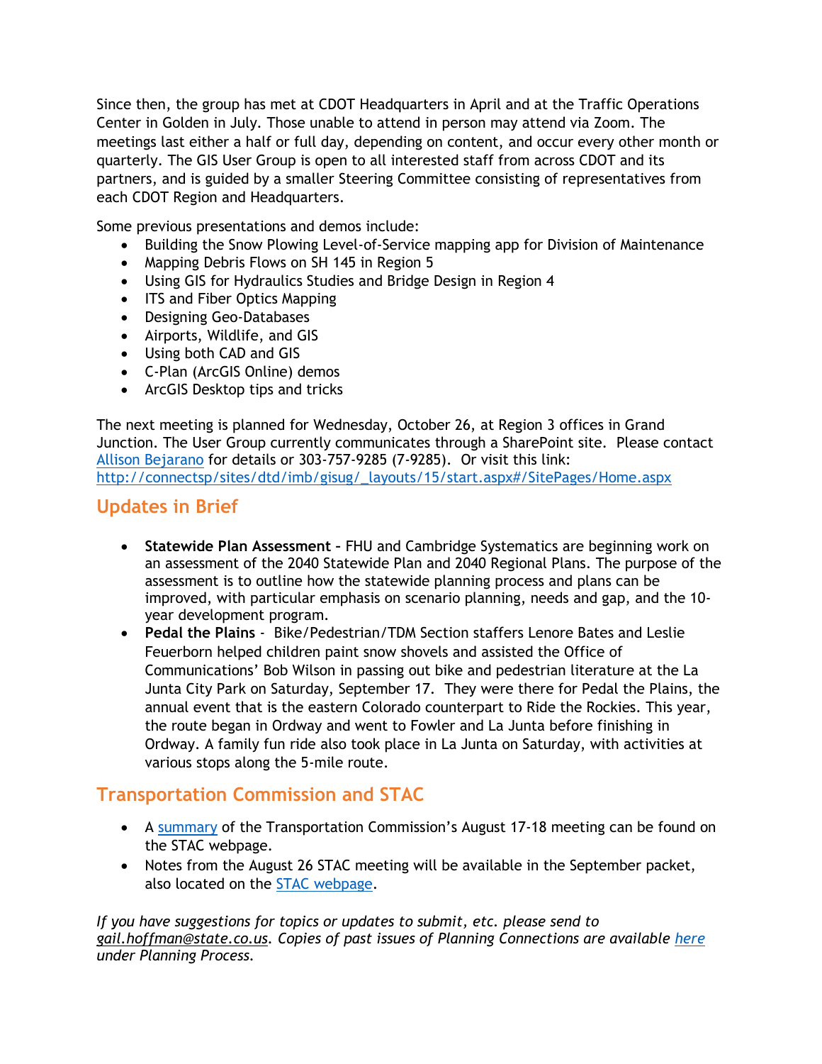Since then, the group has met at CDOT Headquarters in April and at the Traffic Operations Center in Golden in July. Those unable to attend in person may attend via Zoom. The meetings last either a half or full day, depending on content, and occur every other month or quarterly. The GIS User Group is open to all interested staff from across CDOT and its partners, and is guided by a smaller Steering Committee consisting of representatives from each CDOT Region and Headquarters.

Some previous presentations and demos include:

- Building the Snow Plowing Level-of-Service mapping app for Division of Maintenance
- Mapping Debris Flows on SH 145 in Region 5
- Using GIS for Hydraulics Studies and Bridge Design in Region 4
- ITS and Fiber Optics Mapping
- Designing Geo-Databases
- Airports, Wildlife, and GIS
- Using both CAD and GIS
- C-Plan (ArcGIS Online) demos
- ArcGIS Desktop tips and tricks

The next meeting is planned for Wednesday, October 26, at Region 3 offices in Grand Junction. The User Group currently communicates through a SharePoint site. Please contact Allison Bejarano for details or 303-757-9285 (7-9285). Or visit this link: http://connectsp/sites/dtd/imb/gisug/_layouts/15/start.aspx#/SitePages/Home.aspx

## Updates in Brief

- **Statewide Plan Assessment** – FHU and Cambridge Systematics are beginning work on an assessment of the 2040 Statewide Plan and 2040 Regional Plans. The purpose of the assessment is to outline how the statewide planning process and plans can be improved, with particular emphasis on scenario planning, needs and gap, and the 10-year development program.
- **Pedal the Plains** - Bike/Pedestrian/TDM Section staffers Lenore Bates and Leslie Feuerborn helped children paint snow shovels and assisted the Office of Communications' Bob Wilson in passing out bike and pedestrian literature at the La Junta City Park on Saturday, September 17. They were there for Pedal the Plains, the annual event that is the eastern Colorado counterpart to Ride the Rockies. This year, the route began in Ordway and went to Fowler and La Junta before finishing in Ordway. A family fun ride also took place in La Junta on Saturday, with activities at various stops along the 5-mile route.

## Transportation Commission and STAC

- A summary of the Transportation Commission's August 17-18 meeting can be found on the STAC webpage.
- Notes from the August 26 STAC meeting will be available in the September packet, also located on the STAC webpage.

*If you have suggestions for topics or updates to submit, etc. please send to gail.hoffman@state.co.us. Copies of past issues of Planning Connections are available here under Planning Process.*